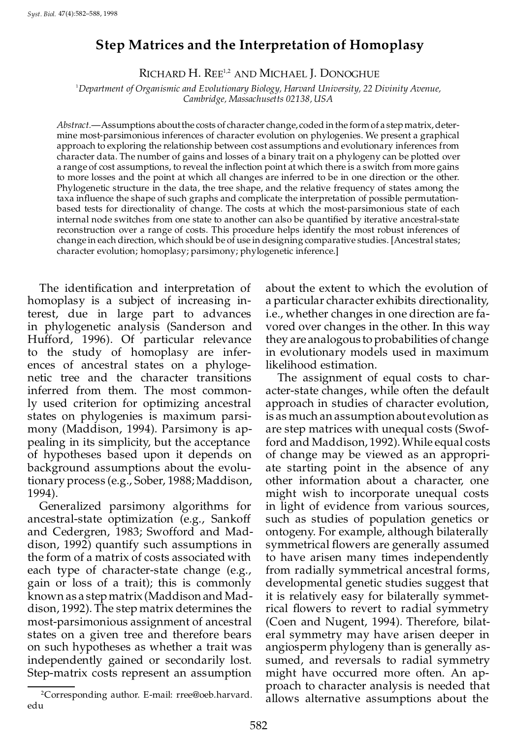# Step Matrices and the Interpretation of Homoplasy

Richard H. Ree[1,2] and Michael J. Donoghue

[1] *Department of Organismic and Evolutionary Biology, Harvard University, 22 Divinity Avenue, Cambridge, Massachusetts 02138, USA*

*Abstract*.—Assumptions about the costs of character change, coded in the form of a step matrix, determine most-parsimonious inferences of character evolution on phylogenies. We present a graphical approach to exploring the relationship between cost assumptions and evolutionary inferences from character data. The number of gains and losses of a binary trait on a phylogeny can be plotted over a range of cost assumptions, to reveal the inflection point at which there is a switch from more gains to more losses and the point at which all changes are inferred to be in one direction or the other. Phylogenetic structure in the data, the tree shape, and the relative frequency of states among the taxa influence the shape of such graphs and complicate the interpretation of possible permutation-based tests for directionality of change. The costs at which the most-parsimonious state of each internal node switches from one state to another can also be quantified by iterative ancestral-state reconstruction over a range of costs. This procedure helps identify the most robust inferences of change in each direction, which should be of use in designing comparative studies. [Ancestral states; character evolution; homoplasy; parsimony; phylogenetic inference.]

The identification and interpretation of homoplasy is a subject of increasing interest, due in large part to advances in phylogenetic analysis (Sanderson and Hufford, 1996). Of particular relevance to the study of homoplasy are inferences of ancestral states on a phylogenetic tree and the character transitions inferred from them. The most commonly used criterion for optimizing ancestral states on phylogenies is maximum parsimony (Maddison, 1994). Parsimony is appealing in its simplicity, but the acceptance of hypotheses based upon it depends on background assumptions about the evolutionary process (e.g., Sober, 1988; Maddison, 1994).

Generalized parsimony algorithms for ancestral-state optimization (e.g., Sankoff and Cedergren, 1983; Swofford and Maddison, 1992) quantify such assumptions in the form of a matrix of costs associated with each type of character-state change (e.g., gain or loss of a trait); this is commonly known as a step matrix (Maddison and Maddison, 1992). The step matrix determines the most-parsimonious assignment of ancestral states on a given tree and therefore bears on such hypotheses as whether a trait was independently gained or secondarily lost. Step-matrix costs represent an assumption about the extent to which the evolution of a particular character exhibits directionality, i.e., whether changes in one direction are favored over changes in the other. In this way they are analogous to probabilities of change in evolutionary models used in maximum likelihood estimation.

The assignment of equal costs to character-state changes, while often the default approach in studies of character evolution, is as much an assumption about evolution as are step matrices with unequal costs (Swofford and Maddison, 1992). While equal costs of change may be viewed as an appropriate starting point in the absence of any other information about a character, one might wish to incorporate unequal costs in light of evidence from various sources, such as studies of population genetics or ontogeny. For example, although bilaterally symmetrical flowers are generally assumed to have arisen many times independently from radially symmetrical ancestral forms, developmental genetic studies suggest that it is relatively easy for bilaterally symmetrical flowers to revert to radial symmetry (Coen and Nugent, 1994). Therefore, bilateral symmetry may have arisen deeper in angiosperm phylogeny than is generally assumed, and reversals to radial symmetry might have occurred more often. An approach to character analysis is needed that allows alternative assumptions about the

[2] Corresponding author. E-mail: rree@oeb.harvard.edu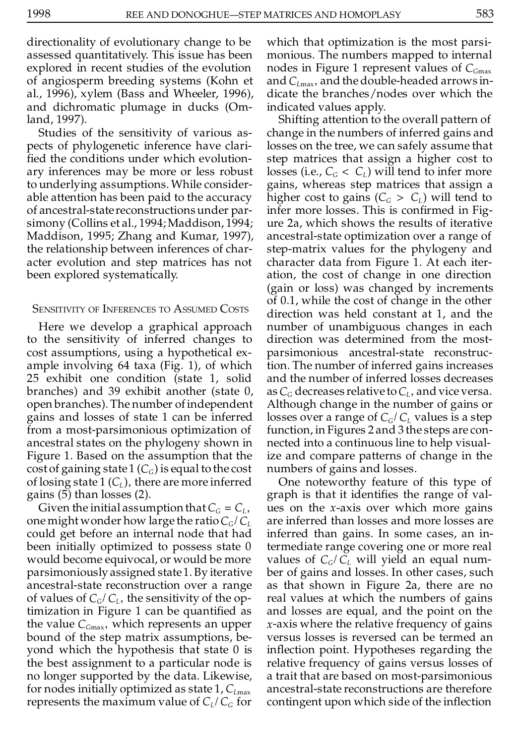directionality of evolutionary change to be assessed quantitatively. This issue has been explored in recent studies of the evolution of angiosperm breeding systems (Kohn et al., 1996), xylem (Bass and Wheeler, 1996), and dichromatic plumage in ducks (Omland, 1997).

Studies of the sensitivity of various aspects of phylogenetic inference have clarified the conditions under which evolutionary inferences may be more or less robust to underlying assumptions. While considerable attention has been paid to the accuracy of ancestral-state reconstructions under parsimony (Collins et al., 1994; Maddison, 1994; Maddison, 1995; Zhang and Kumar, 1997), the relationship between inferences of character evolution and step matrices has not been explored systematically.

## Sensitivity of Inferences to Assumed Costs

Here we develop a graphical approach to the sensitivity of inferred changes to cost assumptions, using a hypothetical example involving 64 taxa (Fig. 1), of which 25 exhibit one condition (state 1, solid branches) and 39 exhibit another (state 0, open branches). The number of independent gains and losses of state 1 can be inferred from a most-parsimonious optimization of ancestral states on the phylogeny shown in Figure 1. Based on the assumption that the cost of gaining state 1 ($C_G$) is equal to the cost of losing state 1 ($C_L$), there are more inferred gains (5) than losses (2).

Given the initial assumption that $C_G = C_L$, one might wonder how large the ratio $C_G/C_L$ could get before an internal node that had been initially optimized to possess state 0 would become equivocal, or would be more parsimoniously assigned state 1. By iterative ancestral-state reconstruction over a range of values of $C_G/C_L$, the sensitivity of the optimization in Figure 1 can be quantified as the value $C_{G\max}$, which represents an upper bound of the step matrix assumptions, beyond which the hypothesis that state 0 is the best assignment to a particular node is no longer supported by the data. Likewise, for nodes initially optimized as state 1, $C_{L\max}$ represents the maximum value of $C_L/C_G$ for which that optimization is the most parsimonious. The numbers mapped to internal nodes in Figure 1 represent values of $C_{G\max}$ and $C_{L\max}$, and the double-headed arrows indicate the branches/nodes over which the indicated values apply.

Shifting attention to the overall pattern of change in the numbers of inferred gains and losses on the tree, we can safely assume that step matrices that assign a higher cost to losses (i.e., $C_G < C_L$) will tend to infer more gains, whereas step matrices that assign a higher cost to gains ($C_G > C_L$) will tend to infer more losses. This is confirmed in Figure 2a, which shows the results of iterative ancestral-state optimization over a range of step-matrix values for the phylogeny and character data from Figure 1. At each iteration, the cost of change in one direction (gain or loss) was changed by increments of 0.1, while the cost of change in the other direction was held constant at 1, and the number of unambiguous changes in each direction was determined from the most-parsimonious ancestral-state reconstruction. The number of inferred gains increases and the number of inferred losses decreases as $C_G$ decreases relative to $C_L$, and vice versa. Although change in the number of gains or losses over a range of $C_G/C_L$ values is a step function, in Figures 2 and 3 the steps are connected into a continuous line to help visualize and compare patterns of change in the numbers of gains and losses.

One noteworthy feature of this type of graph is that it identifies the range of values on the $x$-axis over which more gains are inferred than losses and more losses are inferred than gains. In some cases, an intermediate range covering one or more real values of $C_G/C_L$ will yield an equal number of gains and losses. In other cases, such as that shown in Figure 2a, there are no real values at which the numbers of gains and losses are equal, and the point on the $x$-axis where the relative frequency of gains versus losses is reversed can be termed an inflection point. Hypotheses regarding the relative frequency of gains versus losses of a trait that are based on most-parsimonious ancestral-state reconstructions are therefore contingent upon which side of the inflection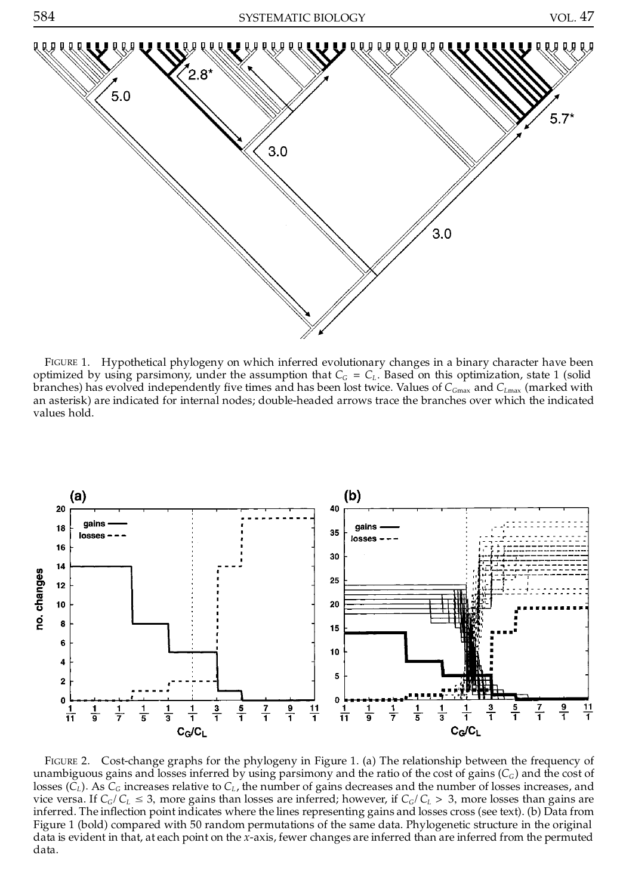FIGURE 1. Hypothetical phylogeny on which inferred evolutionary changes in a binary character have been optimized by using parsimony, under the assumption that $C_G = C_L$. Based on this optimization, state 1 (solid branches) has evolved independently five times and has been lost twice. Values of $C_{G\max}$ and $C_{L\max}$ (marked with an asterisk) are indicated for internal nodes; double-headed arrows trace the branches over which the indicated values hold.

FIGURE 2. Cost-change graphs for the phylogeny in Figure 1. (a) The relationship between the frequency of unambiguous gains and losses inferred by using parsimony and the ratio of the cost of gains ($C_G$) and the cost of losses ($C_L$). As $C_G$ increases relative to $C_L$, the number of gains decreases and the number of losses increases, and vice versa. If $C_G/C_L \leq 3$, more gains than losses are inferred; however, if $C_G/C_L > 3$, more losses than gains are inferred. The inflection point indicates where the lines representing gains and losses cross (see text). (b) Data from Figure 1 (bold) compared with 50 random permutations of the same data. Phylogenetic structure in the original data is evident in that, at each point on the $x$-axis, fewer changes are inferred than are inferred from the permuted data.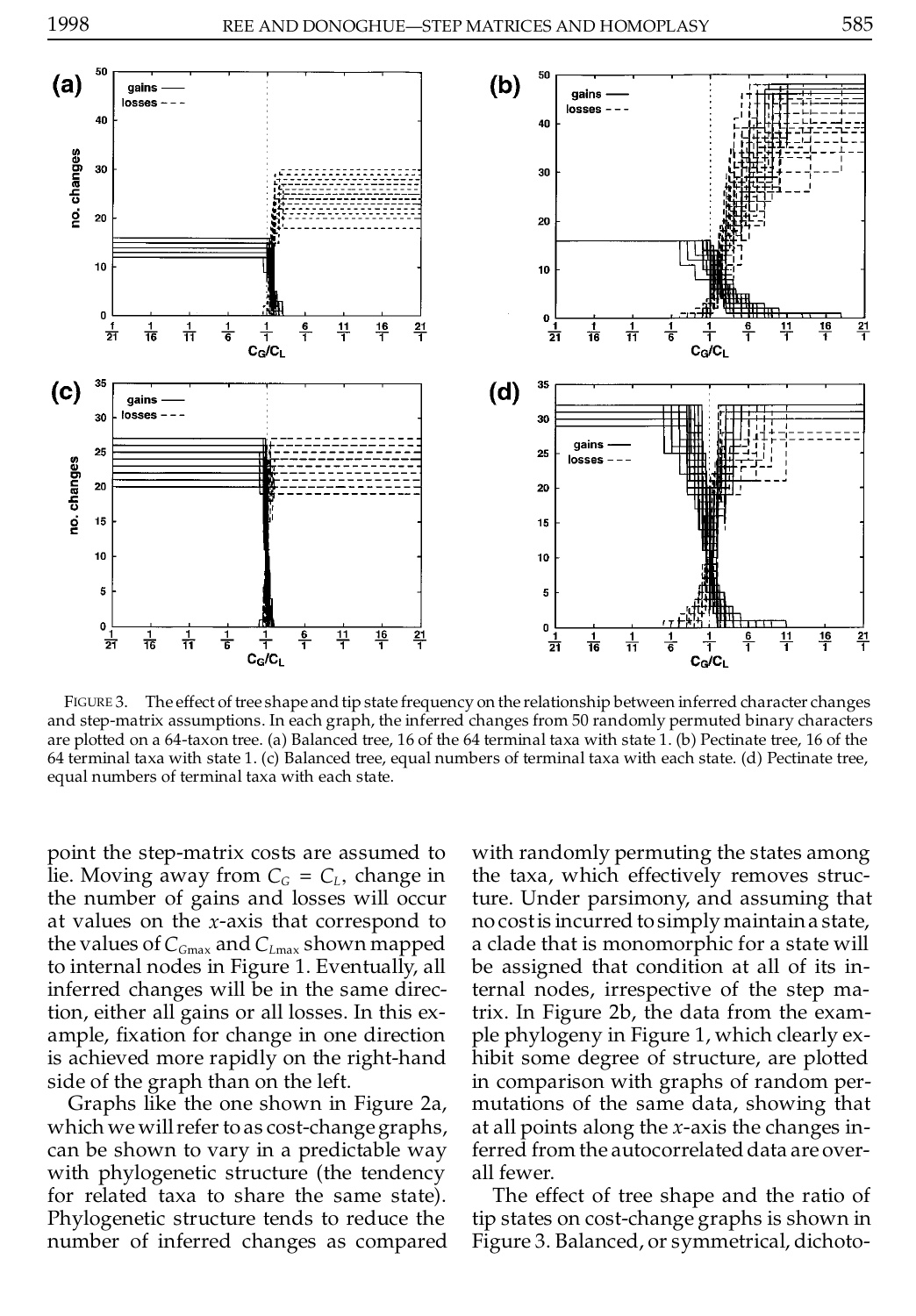FIGURE 3. The effect of tree shape and tip state frequency on the relationship between inferred character changes and step-matrix assumptions. In each graph, the inferred changes from 50 randomly permuted binary characters are plotted on a 64-taxon tree. (a) Balanced tree, 16 of the 64 terminal taxa with state 1. (b) Pectinate tree, 16 of the 64 terminal taxa with state 1. (c) Balanced tree, equal numbers of terminal taxa with each state. (d) Pectinate tree, equal numbers of terminal taxa with each state.

point the step-matrix costs are assumed to lie. Moving away from $C_G = C_L$, change in the number of gains and losses will occur at values on the $x$-axis that correspond to the values of $C_{G\max}$ and $C_{L\max}$ shown mapped to internal nodes in Figure 1. Eventually, all inferred changes will be in the same direction, either all gains or all losses. In this example, fixation for change in one direction is achieved more rapidly on the right-hand side of the graph than on the left.

Graphs like the one shown in Figure 2a, which we will refer to as cost-change graphs, can be shown to vary in a predictable way with phylogenetic structure (the tendency for related taxa to share the same state). Phylogenetic structure tends to reduce the number of inferred changes as compared with randomly permuting the states among the taxa, which effectively removes structure. Under parsimony, and assuming that no cost is incurred to simply maintain a state, a clade that is monomorphic for a state will be assigned that condition at all of its internal nodes, irrespective of the step matrix. In Figure 2b, the data from the example phylogeny in Figure 1, which clearly exhibit some degree of structure, are plotted in comparison with graphs of random permutations of the same data, showing that at all points along the $x$-axis the changes inferred from the autocorrelated data are overall fewer.

The effect of tree shape and the ratio of tip states on cost-change graphs is shown in Figure 3. Balanced, or symmetrical, dichoto-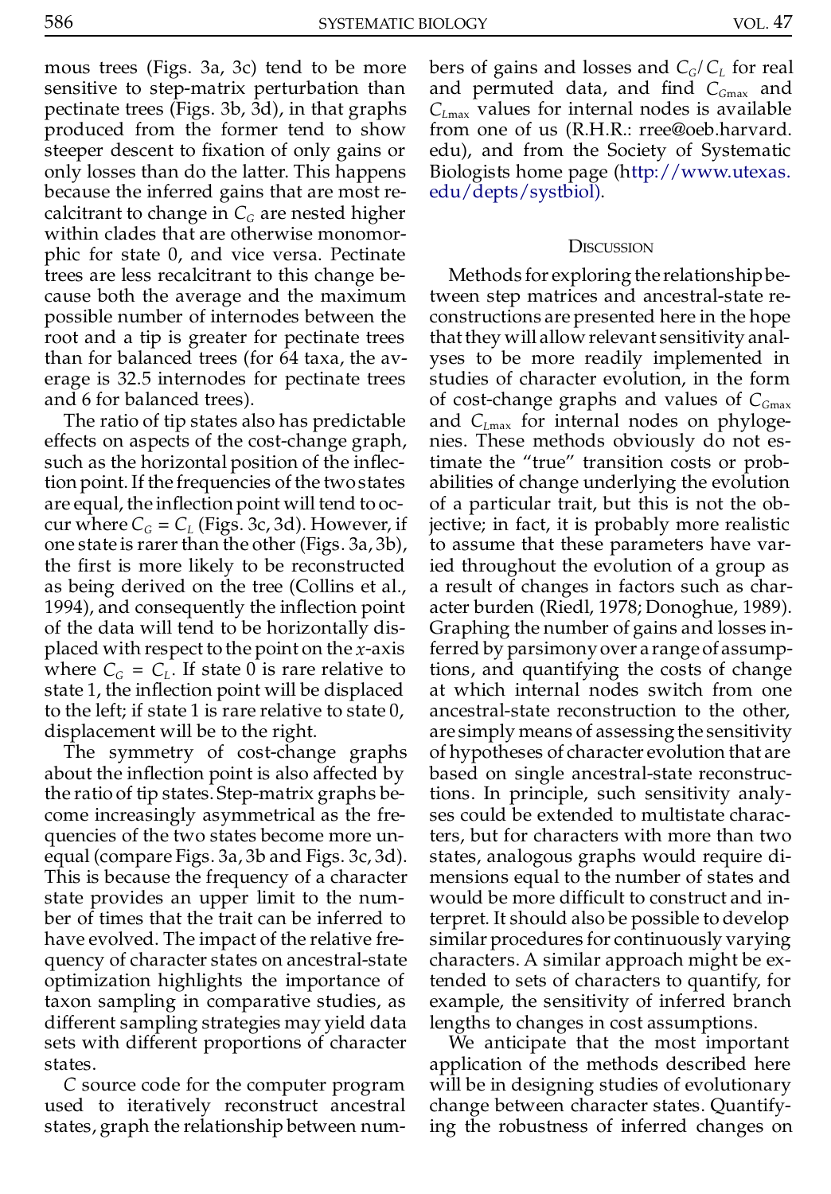mous trees (Figs. 3a, 3c) tend to be more sensitive to step-matrix perturbation than pectinate trees (Figs. 3b, 3d), in that graphs produced from the former tend to show steeper descent to fixation of only gains or only losses than do the latter. This happens because the inferred gains that are most recalcitrant to change in $C_G$ are nested higher within clades that are otherwise monomorphic for state 0, and vice versa. Pectinate trees are less recalcitrant to this change because both the average and the maximum possible number of internodes between the root and a tip is greater for pectinate trees than for balanced trees (for 64 taxa, the average is 32.5 internodes for pectinate trees and 6 for balanced trees).

The ratio of tip states also has predictable effects on aspects of the cost-change graph, such as the horizontal position of the inflection point. If the frequencies of the two states are equal, the inflection point will tend to occur where $C_G = C_L$ (Figs. 3c, 3d). However, if one state is rarer than the other (Figs. 3a, 3b), the first is more likely to be reconstructed as being derived on the tree (Collins et al., 1994), and consequently the inflection point of the data will tend to be horizontally displaced with respect to the point on the $x$-axis where $C_G = C_L$. If state 0 is rare relative to state 1, the inflection point will be displaced to the left; if state 1 is rare relative to state 0, displacement will be to the right.

The symmetry of cost-change graphs about the inflection point is also affected by the ratio of tip states. Step-matrix graphs become increasingly asymmetrical as the frequencies of the two states become more unequal (compare Figs. 3a, 3b and Figs. 3c, 3d). This is because the frequency of a character state provides an upper limit to the number of times that the trait can be inferred to have evolved. The impact of the relative frequency of character states on ancestral-state optimization highlights the importance of taxon sampling in comparative studies, as different sampling strategies may yield data sets with different proportions of character states.

*C* source code for the computer program used to iteratively reconstruct ancestral states, graph the relationship between numbers of gains and losses and $C_G/C_L$ for real and permuted data, and find $C_{G\max}$ and $C_{L\max}$ values for internal nodes is available from one of us (R.H.R.: rree@oeb.harvard.edu), and from the Society of Systematic Biologists home page (http://www.utexas.edu/depts/systbiol).

## Discussion

Methods for exploring the relationship between step matrices and ancestral-state reconstructions are presented here in the hope that they will allow relevant sensitivity analyses to be more readily implemented in studies of character evolution, in the form of cost-change graphs and values of $C_{G\max}$ and $C_{L\max}$ for internal nodes on phylogenies. These methods obviously do not estimate the "true" transition costs or probabilities of change underlying the evolution of a particular trait, but this is not the objective; in fact, it is probably more realistic to assume that these parameters have varied throughout the evolution of a group as a result of changes in factors such as character burden (Riedl, 1978; Donoghue, 1989). Graphing the number of gains and losses inferred by parsimony over a range of assumptions, and quantifying the costs of change at which internal nodes switch from one ancestral-state reconstruction to the other, are simply means of assessing the sensitivity of hypotheses of character evolution that are based on single ancestral-state reconstructions. In principle, such sensitivity analyses could be extended to multistate characters, but for characters with more than two states, analogous graphs would require dimensions equal to the number of states and would be more difficult to construct and interpret. It should also be possible to develop similar procedures for continuously varying characters. A similar approach might be extended to sets of characters to quantify, for example, the sensitivity of inferred branch lengths to changes in cost assumptions.

We anticipate that the most important application of the methods described here will be in designing studies of evolutionary change between character states. Quantifying the robustness of inferred changes on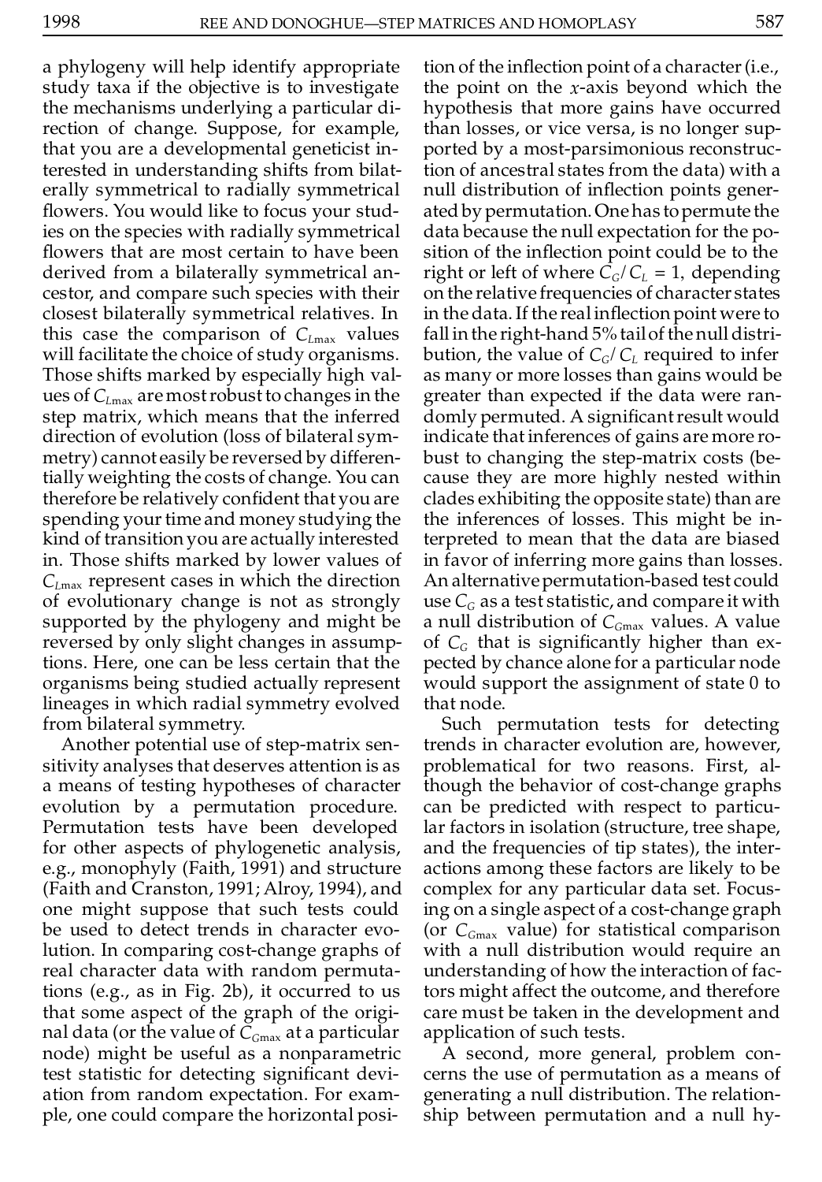a phylogeny will help identify appropriate study taxa if the objective is to investigate the mechanisms underlying a particular direction of change. Suppose, for example, that you are a developmental geneticist interested in understanding shifts from bilaterally symmetrical to radially symmetrical flowers. You would like to focus your studies on the species with radially symmetrical flowers that are most certain to have been derived from a bilaterally symmetrical ancestor, and compare such species with their closest bilaterally symmetrical relatives. In this case the comparison of $C_{L\max}$ values will facilitate the choice of study organisms. Those shifts marked by especially high values of $C_{L\max}$ are most robust to changes in the step matrix, which means that the inferred direction of evolution (loss of bilateral symmetry) cannot easily be reversed by differentially weighting the costs of change. You can therefore be relatively confident that you are spending your time and money studying the kind of transition you are actually interested in. Those shifts marked by lower values of $C_{L\max}$ represent cases in which the direction of evolutionary change is not as strongly supported by the phylogeny and might be reversed by only slight changes in assumptions. Here, one can be less certain that the organisms being studied actually represent lineages in which radial symmetry evolved from bilateral symmetry.

Another potential use of step-matrix sensitivity analyses that deserves attention is as a means of testing hypotheses of character evolution by a permutation procedure. Permutation tests have been developed for other aspects of phylogenetic analysis, e.g., monophyly (Faith, 1991) and structure (Faith and Cranston, 1991; Alroy, 1994), and one might suppose that such tests could be used to detect trends in character evolution. In comparing cost-change graphs of real character data with random permutations (e.g., as in Fig. 2b), it occurred to us that some aspect of the graph of the original data (or the value of $C_{G\max}$ at a particular node) might be useful as a nonparametric test statistic for detecting significant deviation from random expectation. For example, one could compare the horizontal position of the inflection point of a character (i.e., the point on the $x$-axis beyond which the hypothesis that more gains have occurred than losses, or vice versa, is no longer supported by a most-parsimonious reconstruction of ancestral states from the data) with a null distribution of inflection points generated by permutation. One has to permute the data because the null expectation for the position of the inflection point could be to the right or left of where $C_G/C_L = 1$, depending on the relative frequencies of character states in the data. If the real inflection point were to fall in the right-hand 5% tail of the null distribution, the value of $C_G/C_L$ required to infer as many or more losses than gains would be greater than expected if the data were randomly permuted. A significant result would indicate that inferences of gains are more robust to changing the step-matrix costs (because they are more highly nested within clades exhibiting the opposite state) than are the inferences of losses. This might be interpreted to mean that the data are biased in favor of inferring more gains than losses. An alternative permutation-based test could use $C_G$ as a test statistic, and compare it with a null distribution of $C_{G\max}$ values. A value of $C_G$ that is significantly higher than expected by chance alone for a particular node would support the assignment of state 0 to that node.

Such permutation tests for detecting trends in character evolution are, however, problematical for two reasons. First, although the behavior of cost-change graphs can be predicted with respect to particular factors in isolation (structure, tree shape, and the frequencies of tip states), the interactions among these factors are likely to be complex for any particular data set. Focusing on a single aspect of a cost-change graph (or $C_{G\max}$ value) for statistical comparison with a null distribution would require an understanding of how the interaction of factors might affect the outcome, and therefore care must be taken in the development and application of such tests.

A second, more general, problem concerns the use of permutation as a means of generating a null distribution. The relationship between permutation and a null hy-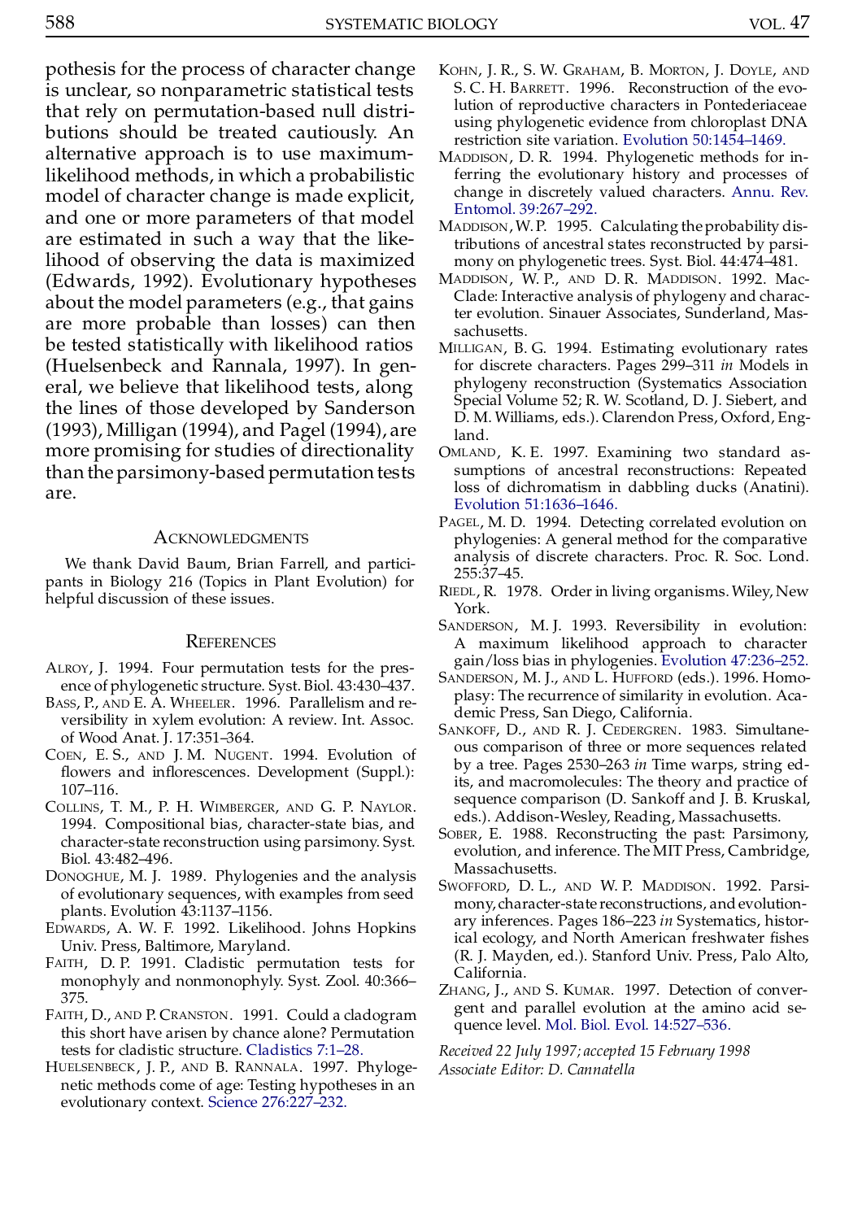pothesis for the process of character change is unclear, so nonparametric statistical tests that rely on permutation-based null distributions should be treated cautiously. An alternative approach is to use maximum-likelihood methods, in which a probabilistic model of character change is made explicit, and one or more parameters of that model are estimated in such a way that the likelihood of observing the data is maximized (Edwards, 1992). Evolutionary hypotheses about the model parameters (e.g., that gains are more probable than losses) can then be tested statistically with likelihood ratios (Huelsenbeck and Rannala, 1997). In general, we believe that likelihood tests, along the lines of those developed by Sanderson (1993), Milligan (1994), and Pagel (1994), are more promising for studies of directionality than the parsimony-based permutation tests are.

## Acknowledgments

We thank David Baum, Brian Farrell, and participants in Biology 216 (Topics in Plant Evolution) for helpful discussion of these issues.

## References

Alroy, J. 1994. Four permutation tests for the presence of phylogenetic structure. Syst. Biol. 43:430–437.

Bass, P., and E. A. Wheeler. 1996. Parallelism and reversibility in xylem evolution: A review. Int. Assoc. of Wood Anat. J. 17:351–364.

Coen, E. S., and J. M. Nugent. 1994. Evolution of flowers and inflorescences. Development (Suppl.): 107–116.

Collins, T. M., P. H. Wimberger, and G. P. Naylor. 1994. Compositional bias, character-state bias, and character-state reconstruction using parsimony. Syst. Biol. 43:482–496.

Donoghue, M. J. 1989. Phylogenies and the analysis of evolutionary sequences, with examples from seed plants. Evolution 43:1137–1156.

Edwards, A. W. F. 1992. Likelihood. Johns Hopkins Univ. Press, Baltimore, Maryland.

Faith, D. P. 1991. Cladistic permutation tests for monophyly and nonmonophyly. Syst. Zool. 40:366–375.

Faith, D., and P. Cranston. 1991. Could a cladogram this short have arisen by chance alone? Permutation tests for cladistic structure. Cladistics 7:1–28.

Huelsenbeck, J. P., and B. Rannala. 1997. Phylogenetic methods come of age: Testing hypotheses in an evolutionary context. Science 276:227–232.

Kohn, J. R., S. W. Graham, B. Morton, J. Doyle, and S. C. H. Barrett. 1996. Reconstruction of the evolution of reproductive characters in Pontederiaceae using phylogenetic evidence from chloroplast DNA restriction site variation. Evolution 50:1454–1469.

Maddison, D. R. 1994. Phylogenetic methods for inferring the evolutionary history and processes of change in discretely valued characters. Annu. Rev. Entomol. 39:267–292.

Maddison, W. P. 1995. Calculating the probability distributions of ancestral states reconstructed by parsimony on phylogenetic trees. Syst. Biol. 44:474–481.

Maddison, W. P., and D. R. Maddison. 1992. MacClade: Interactive analysis of phylogeny and character evolution. Sinauer Associates, Sunderland, Massachusetts.

Milligan, B. G. 1994. Estimating evolutionary rates for discrete characters. Pages 299–311 *in* Models in phylogeny reconstruction (Systematics Association Special Volume 52; R. W. Scotland, D. J. Siebert, and D. M. Williams, eds.). Clarendon Press, Oxford, England.

Omland, K. E. 1997. Examining two standard assumptions of ancestral reconstructions: Repeated loss of dichromatism in dabbling ducks (Anatini). Evolution 51:1636–1646.

Pagel, M. D. 1994. Detecting correlated evolution on phylogenies: A general method for the comparative analysis of discrete characters. Proc. R. Soc. Lond. 255:37–45.

Riedl, R. 1978. Order in living organisms. Wiley, New York.

Sanderson, M. J. 1993. Reversibility in evolution: A maximum likelihood approach to character gain/loss bias in phylogenies. Evolution 47:236–252.

Sanderson, M. J., and L. Hufford (eds.). 1996. Homoplasy: The recurrence of similarity in evolution. Academic Press, San Diego, California.

Sankoff, D., and R. J. Cedergren. 1983. Simultaneous comparison of three or more sequences related by a tree. Pages 2530–263 *in* Time warps, string edits, and macromolecules: The theory and practice of sequence comparison (D. Sankoff and J. B. Kruskal, eds.). Addison-Wesley, Reading, Massachusetts.

Sober, E. 1988. Reconstructing the past: Parsimony, evolution, and inference. The MIT Press, Cambridge, Massachusetts.

Swofford, D. L., and W. P. Maddison. 1992. Parsimony, character-state reconstructions, and evolutionary inferences. Pages 186–223 *in* Systematics, historical ecology, and North American freshwater fishes (R. L. Mayden, ed.). Stanford Univ. Press, Palo Alto, California.

Zhang, J., and S. Kumar. 1997. Detection of convergent and parallel evolution at the amino acid sequence level. Mol. Biol. Evol. 14:527–536.

*Received 22 July 1997; accepted 15 February 1998*
*Associate Editor: D. Cannatella*